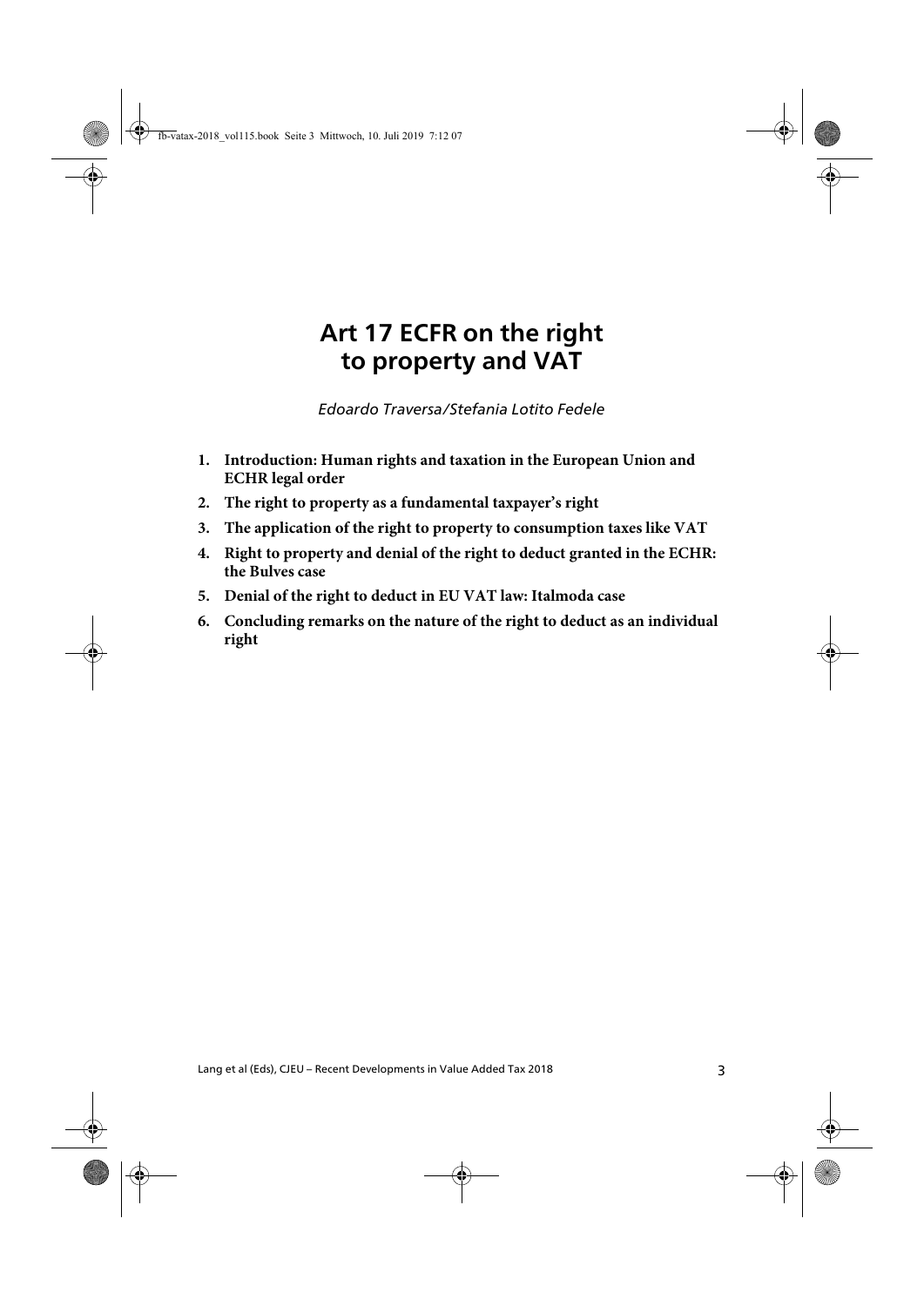# Art 17 ECFR on the right to property and VAT

*Edoardo Traversa/Stefania Lotito Fedele*

1. **Introduction: Human rights and taxation in the European Union and ECHR legal order**
2. **The right to property as a fundamental taxpayer's right**
3. **The application of the right to property to consumption taxes like VAT**
4. **Right to property and denial of the right to deduct granted in the ECHR: the Bulves case**
5. **Denial of the right to deduct in EU VAT law: Italmoda case**
6. **Concluding remarks on the nature of the right to deduct as an individual right**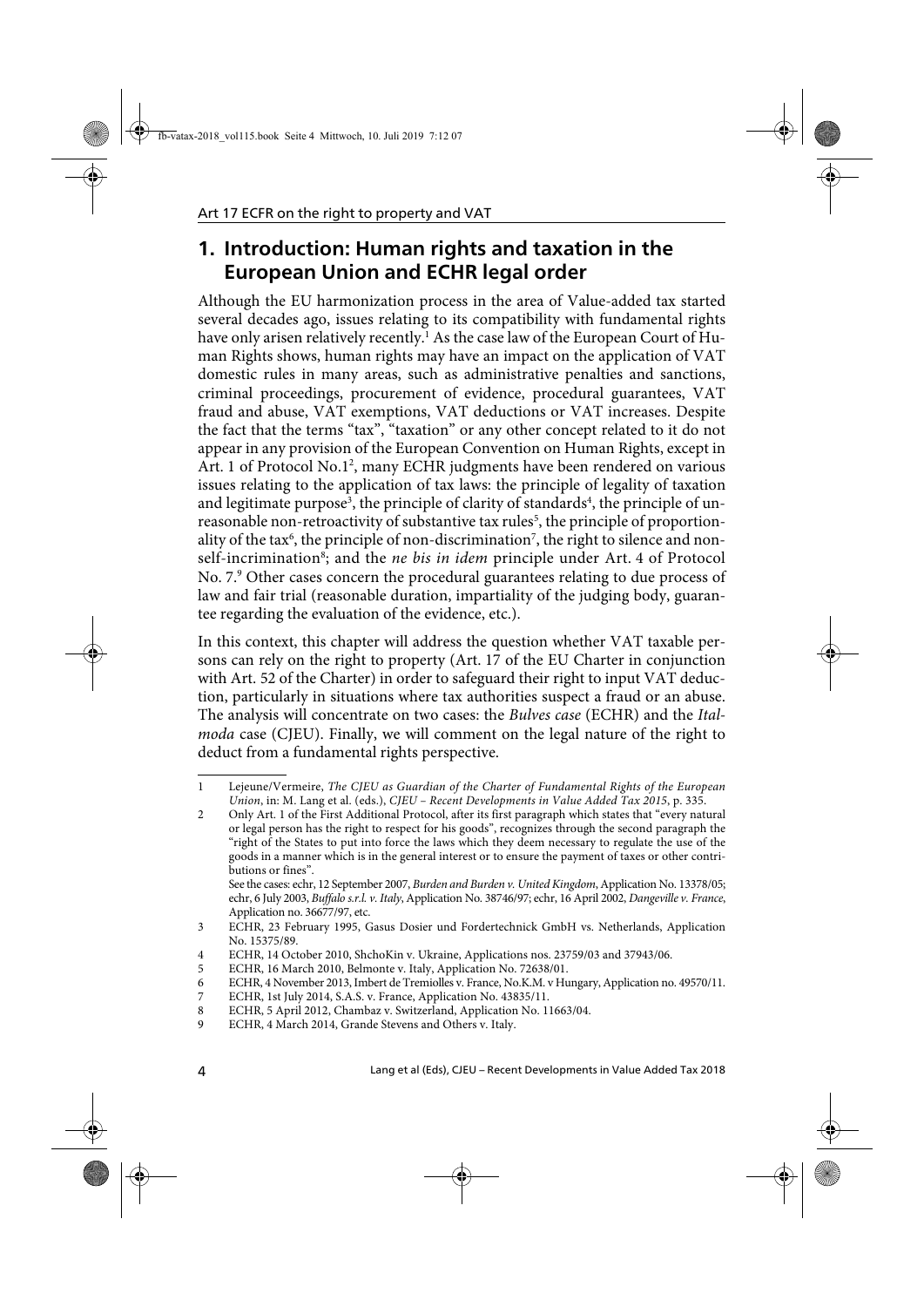## 1. Introduction: Human rights and taxation in the European Union and ECHR legal order

Although the EU harmonization process in the area of Value-added tax started several decades ago, issues relating to its compatibility with fundamental rights have only arisen relatively recently.[1] As the case law of the European Court of Human Rights shows, human rights may have an impact on the application of VAT domestic rules in many areas, such as administrative penalties and sanctions, criminal proceedings, procurement of evidence, procedural guarantees, VAT fraud and abuse, VAT exemptions, VAT deductions or VAT increases. Despite the fact that the terms "tax", "taxation" or any other concept related to it do not appear in any provision of the European Convention on Human Rights, except in Art. 1 of Protocol No.1[2], many ECHR judgments have been rendered on various issues relating to the application of tax laws: the principle of legality of taxation and legitimate purpose[3], the principle of clarity of standards[4], the principle of unreasonable non-retroactivity of substantive tax rules[5], the principle of proportionality of the tax[6], the principle of non-discrimination[7], the right to silence and non-self-incrimination[8]; and the *ne bis in idem* principle under Art. 4 of Protocol No. 7.[9] Other cases concern the procedural guarantees relating to due process of law and fair trial (reasonable duration, impartiality of the judging body, guarantee regarding the evaluation of the evidence, etc.).

In this context, this chapter will address the question whether VAT taxable persons can rely on the right to property (Art. 17 of the EU Charter in conjunction with Art. 52 of the Charter) in order to safeguard their right to input VAT deduction, particularly in situations where tax authorities suspect a fraud or an abuse. The analysis will concentrate on two cases: the *Bulves case* (ECHR) and the *Italmoda* case (CJEU). Finally, we will comment on the legal nature of the right to deduct from a fundamental rights perspective.

---

1 Lejeune/Vermeire, *The CJEU as Guardian of the Charter of Fundamental Rights of the European Union*, in: M. Lang et al. (eds.), *CJEU – Recent Developments in Value Added Tax 2015*, p. 335.

2 Only Art. 1 of the First Additional Protocol, after its first paragraph which states that "every natural or legal person has the right to respect for his goods", recognizes through the second paragraph the "right of the States to put into force the laws which they deem necessary to regulate the use of the goods in a manner which is in the general interest or to ensure the payment of taxes or other contributions or fines".
See the cases: echr, 12 September 2007, *Burden and Burden v. United Kingdom*, Application No. 13378/05; echr, 6 July 2003, *Buffalo s.r.l. v. Italy*, Application No. 38746/97; echr, 16 April 2002, *Dangeville v. France*, Application no. 36677/97, etc.

3 ECHR, 23 February 1995, Gasus Dosier und Fordertechnick GmbH vs. Netherlands, Application No. 15375/89.

4 ECHR, 14 October 2010, ShchoKin v. Ukraine, Applications nos. 23759/03 and 37943/06.

5 ECHR, 16 March 2010, Belmonte v. Italy, Application No. 72638/01.

6 ECHR, 4 November 2013, Imbert de Tremiolles v. France, No.K.M. v Hungary, Application no. 49570/11.

7 ECHR, 1st July 2014, S.A.S. v. France, Application No. 43835/11.

8 ECHR, 5 April 2012, Chambaz v. Switzerland, Application No. 11663/04.

9 ECHR, 4 March 2014, Grande Stevens and Others v. Italy.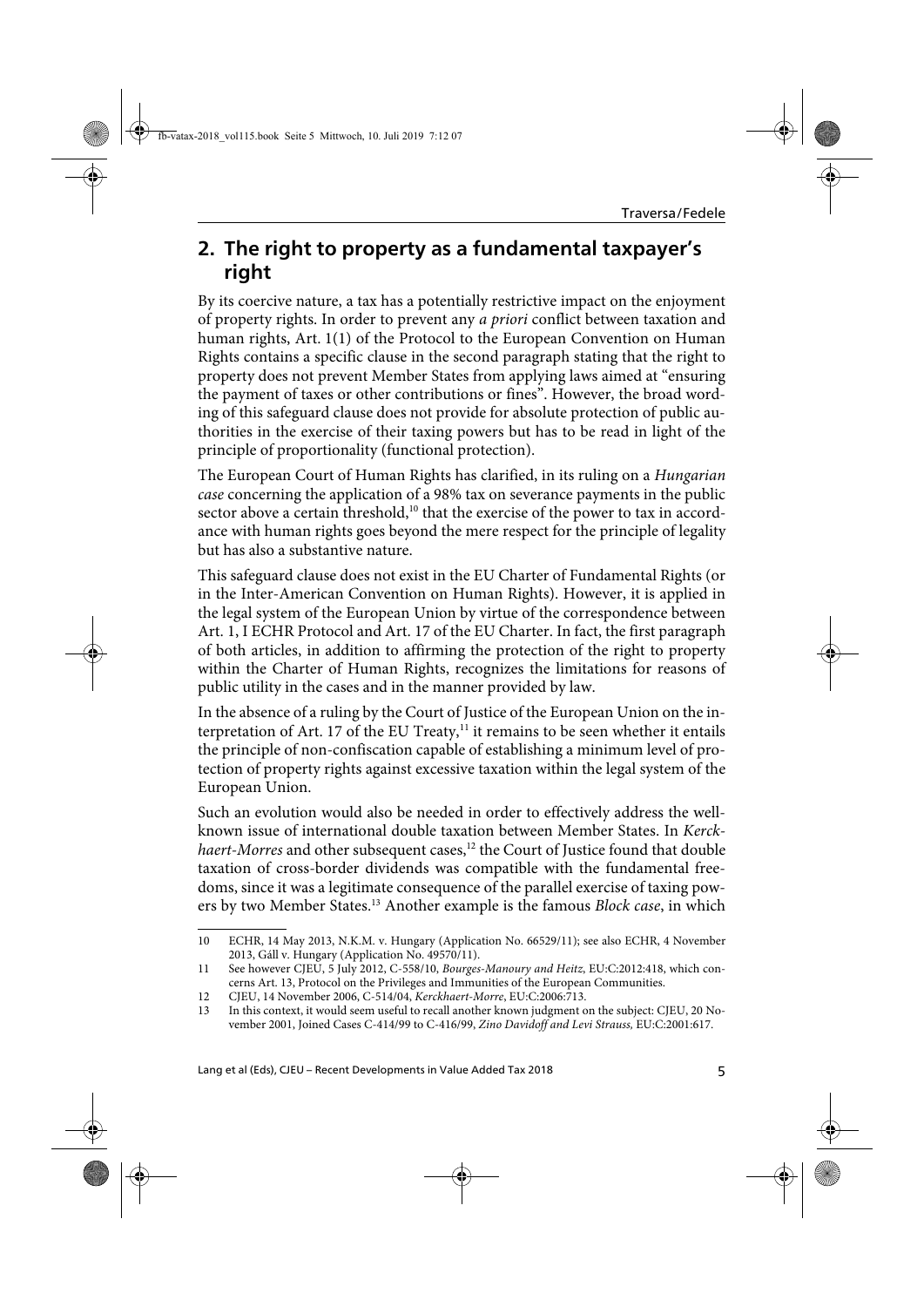## 2. The right to property as a fundamental taxpayer's right

By its coercive nature, a tax has a potentially restrictive impact on the enjoyment of property rights. In order to prevent any *a priori* conflict between taxation and human rights, Art. 1(1) of the Protocol to the European Convention on Human Rights contains a specific clause in the second paragraph stating that the right to property does not prevent Member States from applying laws aimed at "ensuring the payment of taxes or other contributions or fines". However, the broad wording of this safeguard clause does not provide for absolute protection of public authorities in the exercise of their taxing powers but has to be read in light of the principle of proportionality (functional protection).

The European Court of Human Rights has clarified, in its ruling on a *Hungarian case* concerning the application of a 98% tax on severance payments in the public sector above a certain threshold,[10] that the exercise of the power to tax in accordance with human rights goes beyond the mere respect for the principle of legality but has also a substantive nature.

This safeguard clause does not exist in the EU Charter of Fundamental Rights (or in the Inter-American Convention on Human Rights). However, it is applied in the legal system of the European Union by virtue of the correspondence between Art. 1, I ECHR Protocol and Art. 17 of the EU Charter. In fact, the first paragraph of both articles, in addition to affirming the protection of the right to property within the Charter of Human Rights, recognizes the limitations for reasons of public utility in the cases and in the manner provided by law.

In the absence of a ruling by the Court of Justice of the European Union on the interpretation of Art. 17 of the EU Treaty,[11] it remains to be seen whether it entails the principle of non-confiscation capable of establishing a minimum level of protection of property rights against excessive taxation within the legal system of the European Union.

Such an evolution would also be needed in order to effectively address the well-known issue of international double taxation between Member States. In *Kerckhaert-Morres* and other subsequent cases,[12] the Court of Justice found that double taxation of cross-border dividends was compatible with the fundamental freedoms, since it was a legitimate consequence of the parallel exercise of taxing powers by two Member States.[13] Another example is the famous *Block case*, in which

---

10 ECHR, 14 May 2013, N.K.M. v. Hungary (Application No. 66529/11); see also ECHR, 4 November 2013, Gáll v. Hungary (Application No. 49570/11).

11 See however CJEU, 5 July 2012, C-558/10, *Bourges-Manoury and Heitz*, EU:C:2012:418, which concerns Art. 13, Protocol on the Privileges and Immunities of the European Communities.

12 CJEU, 14 November 2006, C-514/04, *Kerckhaert-Morre*, EU:C:2006:713.

13 In this context, it would seem useful to recall another known judgment on the subject: CJEU, 20 November 2001, Joined Cases C-414/99 to C-416/99, *Zino Davidoff and Levi Strauss*, EU:C:2001:617.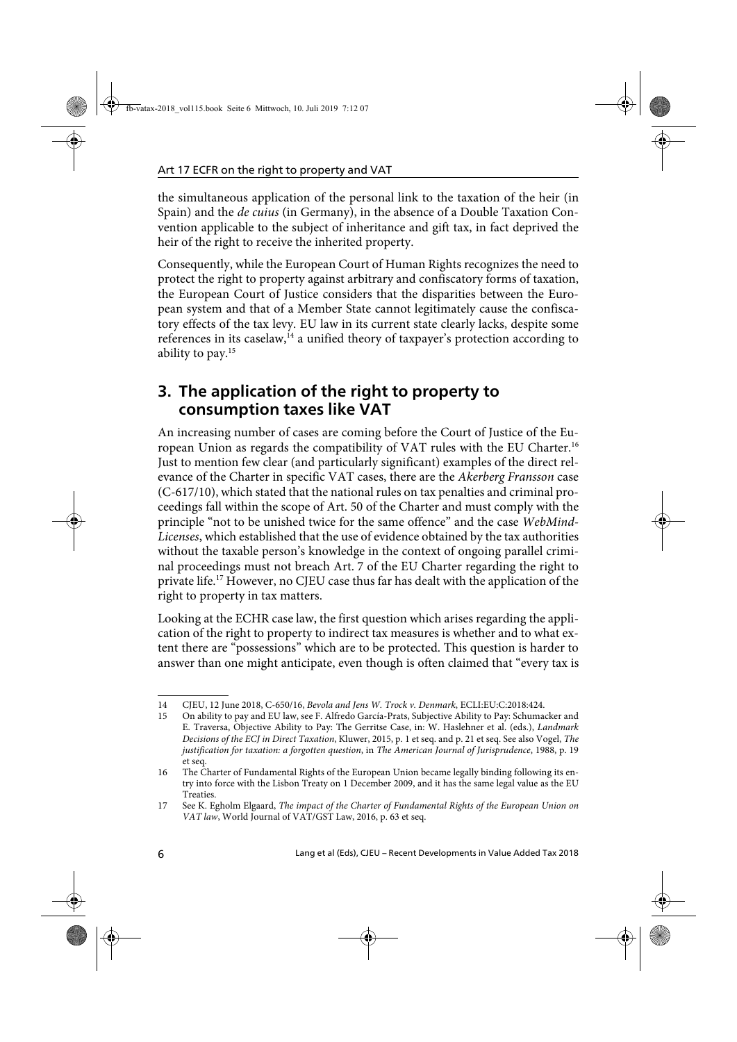the simultaneous application of the personal link to the taxation of the heir (in Spain) and the *de cuius* (in Germany), in the absence of a Double Taxation Convention applicable to the subject of inheritance and gift tax, in fact deprived the heir of the right to receive the inherited property.

Consequently, while the European Court of Human Rights recognizes the need to protect the right to property against arbitrary and confiscatory forms of taxation, the European Court of Justice considers that the disparities between the European system and that of a Member State cannot legitimately cause the confiscatory effects of the tax levy. EU law in its current state clearly lacks, despite some references in its caselaw,[14] a unified theory of taxpayer's protection according to ability to pay.[15]

## 3. The application of the right to property to consumption taxes like VAT

An increasing number of cases are coming before the Court of Justice of the European Union as regards the compatibility of VAT rules with the EU Charter.[16] Just to mention few clear (and particularly significant) examples of the direct relevance of the Charter in specific VAT cases, there are the *Akerberg Fransson* case (C-617/10), which stated that the national rules on tax penalties and criminal proceedings fall within the scope of Art. 50 of the Charter and must comply with the principle "not to be unished twice for the same offence" and the case *WebMind-Licenses*, which established that the use of evidence obtained by the tax authorities without the taxable person's knowledge in the context of ongoing parallel criminal proceedings must not breach Art. 7 of the EU Charter regarding the right to private life.[17] However, no CJEU case thus far has dealt with the application of the right to property in tax matters.

Looking at the ECHR case law, the first question which arises regarding the application of the right to property to indirect tax measures is whether and to what extent there are "possessions" which are to be protected. This question is harder to answer than one might anticipate, even though is often claimed that "every tax is

---

14 CJEU, 12 June 2018, C-650/16, *Bevola and Jens W. Trock v. Denmark*, ECLI:EU:C:2018:424.

15 On ability to pay and EU law, see F. Alfredo García-Prats, Subjective Ability to Pay: Schumacker and E. Traversa, Objective Ability to Pay: The Gerritse Case, in: W. Haslehner et al. (eds.), *Landmark Decisions of the ECJ in Direct Taxation*, Kluwer, 2015, p. 1 et seq. and p. 21 et seq. See also Vogel, *The justification for taxation: a forgotten question*, in *The American Journal of Jurisprudence*, 1988, p. 19 et seq.

16 The Charter of Fundamental Rights of the European Union became legally binding following its entry into force with the Lisbon Treaty on 1 December 2009, and it has the same legal value as the EU Treaties.

17 See K. Egholm Elgaard, *The impact of the Charter of Fundamental Rights of the European Union on VAT law*, World Journal of VAT/GST Law, 2016, p. 63 et seq.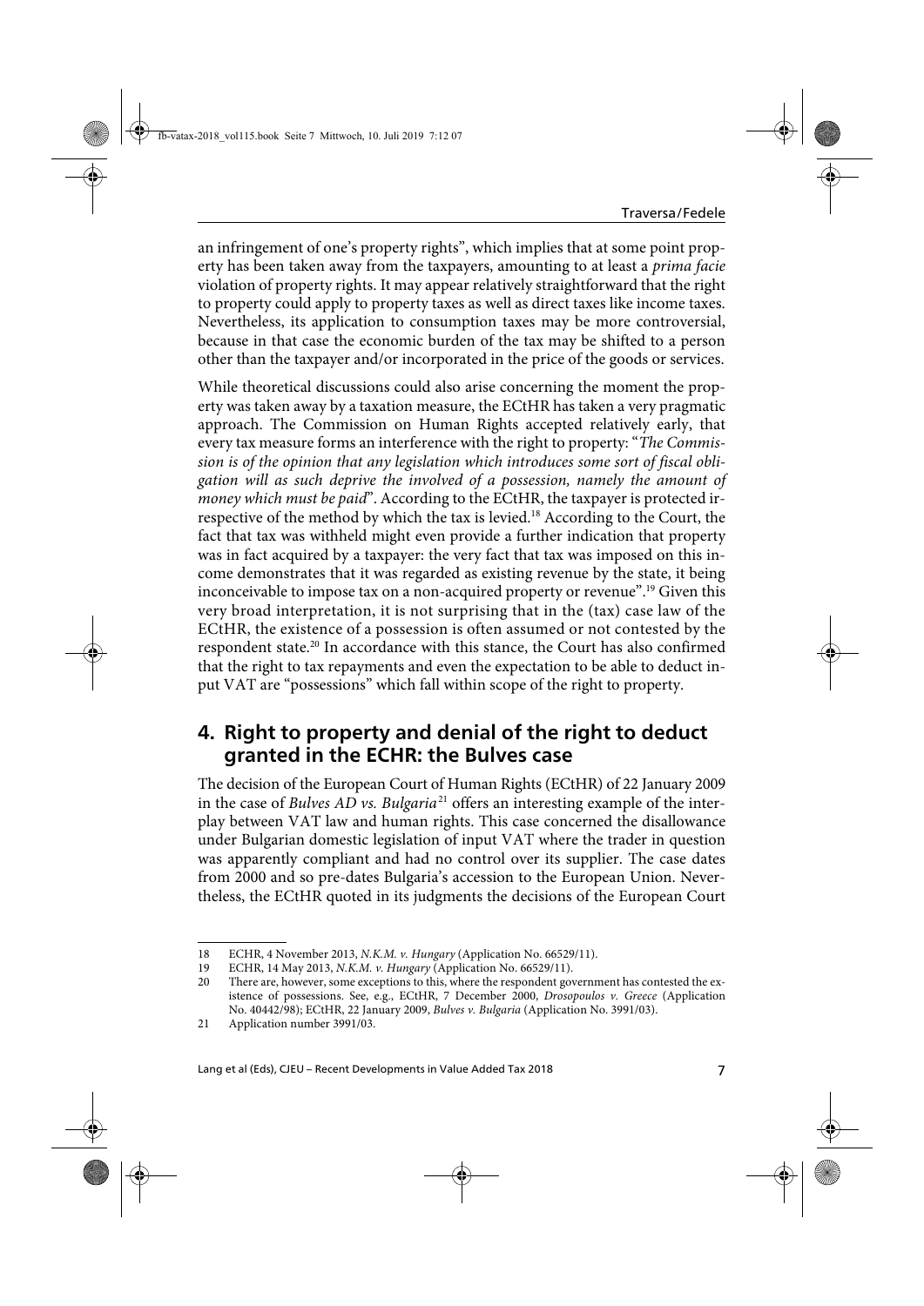an infringement of one's property rights", which implies that at some point property has been taken away from the taxpayers, amounting to at least a *prima facie* violation of property rights. It may appear relatively straightforward that the right to property could apply to property taxes as well as direct taxes like income taxes. Nevertheless, its application to consumption taxes may be more controversial, because in that case the economic burden of the tax may be shifted to a person other than the taxpayer and/or incorporated in the price of the goods or services.

While theoretical discussions could also arise concerning the moment the property was taken away by a taxation measure, the ECtHR has taken a very pragmatic approach. The Commission on Human Rights accepted relatively early, that every tax measure forms an interference with the right to property: "*The Commission is of the opinion that any legislation which introduces some sort of fiscal obligation will as such deprive the involved of a possession, namely the amount of money which must be paid*". According to the ECtHR, the taxpayer is protected irrespective of the method by which the tax is levied.[18] According to the Court, the fact that tax was withheld might even provide a further indication that property was in fact acquired by a taxpayer: the very fact that tax was imposed on this income demonstrates that it was regarded as existing revenue by the state, it being inconceivable to impose tax on a non-acquired property or revenue".[19] Given this very broad interpretation, it is not surprising that in the (tax) case law of the ECtHR, the existence of a possession is often assumed or not contested by the respondent state.[20] In accordance with this stance, the Court has also confirmed that the right to tax repayments and even the expectation to be able to deduct input VAT are "possessions" which fall within scope of the right to property.

## 4. Right to property and denial of the right to deduct granted in the ECHR: the Bulves case

The decision of the European Court of Human Rights (ECtHR) of 22 January 2009 in the case of *Bulves AD vs. Bulgaria*[21] offers an interesting example of the interplay between VAT law and human rights. This case concerned the disallowance under Bulgarian domestic legislation of input VAT where the trader in question was apparently compliant and had no control over its supplier. The case dates from 2000 and so pre-dates Bulgaria's accession to the European Union. Nevertheless, the ECtHR quoted in its judgments the decisions of the European Court

---

18 ECHR, 4 November 2013, *N.K.M. v. Hungary* (Application No. 66529/11).

19 ECHR, 14 May 2013, *N.K.M. v. Hungary* (Application No. 66529/11).

20 There are, however, some exceptions to this, where the respondent government has contested the existence of possessions. See, e.g., ECtHR, 7 December 2000, *Drosopoulos v. Greece* (Application No. 40442/98); ECtHR, 22 January 2009, *Bulves v. Bulgaria* (Application No. 3991/03).

21 Application number 3991/03.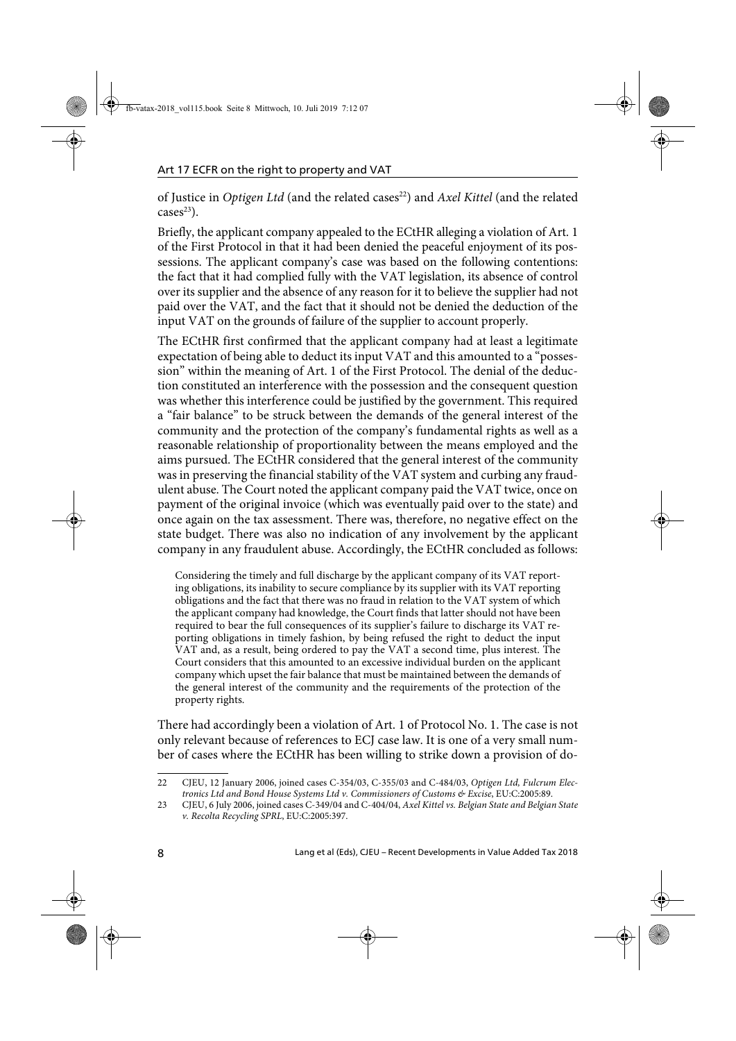of Justice in *Optigen Ltd* (and the related cases[22]) and *Axel Kittel* (and the related cases[23]).

Briefly, the applicant company appealed to the ECtHR alleging a violation of Art. 1 of the First Protocol in that it had been denied the peaceful enjoyment of its possessions. The applicant company's case was based on the following contentions: the fact that it had complied fully with the VAT legislation, its absence of control over its supplier and the absence of any reason for it to believe the supplier had not paid over the VAT, and the fact that it should not be denied the deduction of the input VAT on the grounds of failure of the supplier to account properly.

The ECtHR first confirmed that the applicant company had at least a legitimate expectation of being able to deduct its input VAT and this amounted to a "possession" within the meaning of Art. 1 of the First Protocol. The denial of the deduction constituted an interference with the possession and the consequent question was whether this interference could be justified by the government. This required a "fair balance" to be struck between the demands of the general interest of the community and the protection of the company's fundamental rights as well as a reasonable relationship of proportionality between the means employed and the aims pursued. The ECtHR considered that the general interest of the community was in preserving the financial stability of the VAT system and curbing any fraudulent abuse. The Court noted the applicant company paid the VAT twice, once on payment of the original invoice (which was eventually paid over to the state) and once again on the tax assessment. There was, therefore, no negative effect on the state budget. There was also no indication of any involvement by the applicant company in any fraudulent abuse. Accordingly, the ECtHR concluded as follows:

> Considering the timely and full discharge by the applicant company of its VAT reporting obligations, its inability to secure compliance by its supplier with its VAT reporting obligations and the fact that there was no fraud in relation to the VAT system of which the applicant company had knowledge, the Court finds that latter should not have been required to bear the full consequences of its supplier's failure to discharge its VAT reporting obligations in timely fashion, by being refused the right to deduct the input VAT and, as a result, being ordered to pay the VAT a second time, plus interest. The Court considers that this amounted to an excessive individual burden on the applicant company which upset the fair balance that must be maintained between the demands of the general interest of the community and the requirements of the protection of the property rights.

There had accordingly been a violation of Art. 1 of Protocol No. 1. The case is not only relevant because of references to ECJ case law. It is one of a very small number of cases where the ECtHR has been willing to strike down a provision of do-

---

[22] CJEU, 12 January 2006, joined cases C-354/03, C-355/03 and C-484/03, *Optigen Ltd, Fulcrum Electronics Ltd and Bond House Systems Ltd v. Commissioners of Customs & Excise*, EU:C:2005:89.

[23] CJEU, 6 July 2006, joined cases C-349/04 and C-404/04, *Axel Kittel vs. Belgian State and Belgian State v. Recolta Recycling SPRL*, EU:C:2005:397.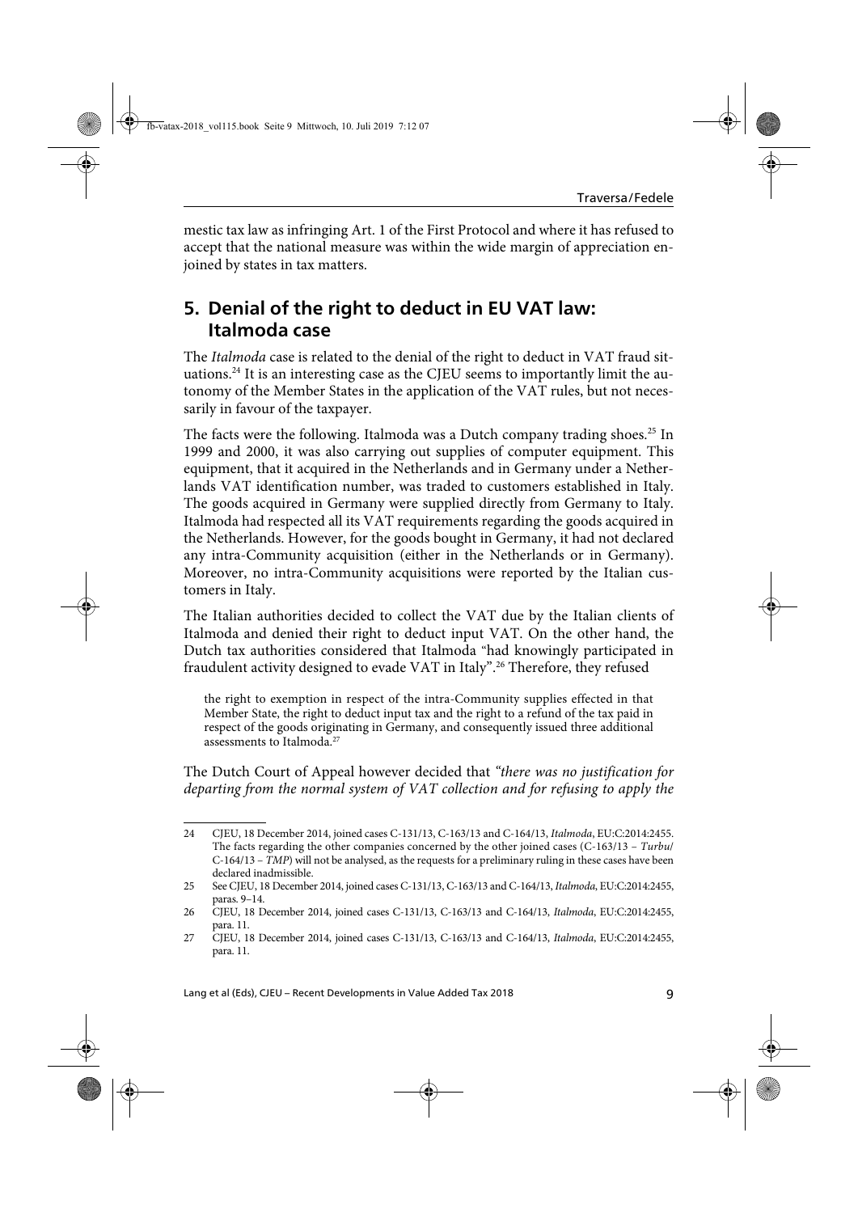mestic tax law as infringing Art. 1 of the First Protocol and where it has refused to accept that the national measure was within the wide margin of appreciation enjoined by states in tax matters.

## 5. Denial of the right to deduct in EU VAT law: Italmoda case

The *Italmoda* case is related to the denial of the right to deduct in VAT fraud situations.[24] It is an interesting case as the CJEU seems to importantly limit the autonomy of the Member States in the application of the VAT rules, but not necessarily in favour of the taxpayer.

The facts were the following. Italmoda was a Dutch company trading shoes.[25] In 1999 and 2000, it was also carrying out supplies of computer equipment. This equipment, that it acquired in the Netherlands and in Germany under a Netherlands VAT identification number, was traded to customers established in Italy. The goods acquired in Germany were supplied directly from Germany to Italy. Italmoda had respected all its VAT requirements regarding the goods acquired in the Netherlands. However, for the goods bought in Germany, it had not declared any intra-Community acquisition (either in the Netherlands or in Germany). Moreover, no intra-Community acquisitions were reported by the Italian customers in Italy.

The Italian authorities decided to collect the VAT due by the Italian clients of Italmoda and denied their right to deduct input VAT. On the other hand, the Dutch tax authorities considered that Italmoda "had knowingly participated in fraudulent activity designed to evade VAT in Italy".[26] Therefore, they refused

> the right to exemption in respect of the intra-Community supplies effected in that Member State, the right to deduct input tax and the right to a refund of the tax paid in respect of the goods originating in Germany, and consequently issued three additional assessments to Italmoda.[27]

The Dutch Court of Appeal however decided that *"there was no justification for departing from the normal system of VAT collection and for refusing to apply the*

---

24 CJEU, 18 December 2014, joined cases C-131/13, C-163/13 and C-164/13, *Italmoda*, EU:C:2014:2455. The facts regarding the other companies concerned by the other joined cases (C-163/13 – *Turbu*/ C-164/13 – *TMP*) will not be analysed, as the requests for a preliminary ruling in these cases have been declared inadmissible.

25 See CJEU, 18 December 2014, joined cases C-131/13, C-163/13 and C-164/13, *Italmoda*, EU:C:2014:2455, paras. 9–14.

26 CJEU, 18 December 2014, joined cases C-131/13, C-163/13 and C-164/13, *Italmoda*, EU:C:2014:2455, para. 11.

27 CJEU, 18 December 2014, joined cases C-131/13, C-163/13 and C-164/13, *Italmoda*, EU:C:2014:2455, para. 11.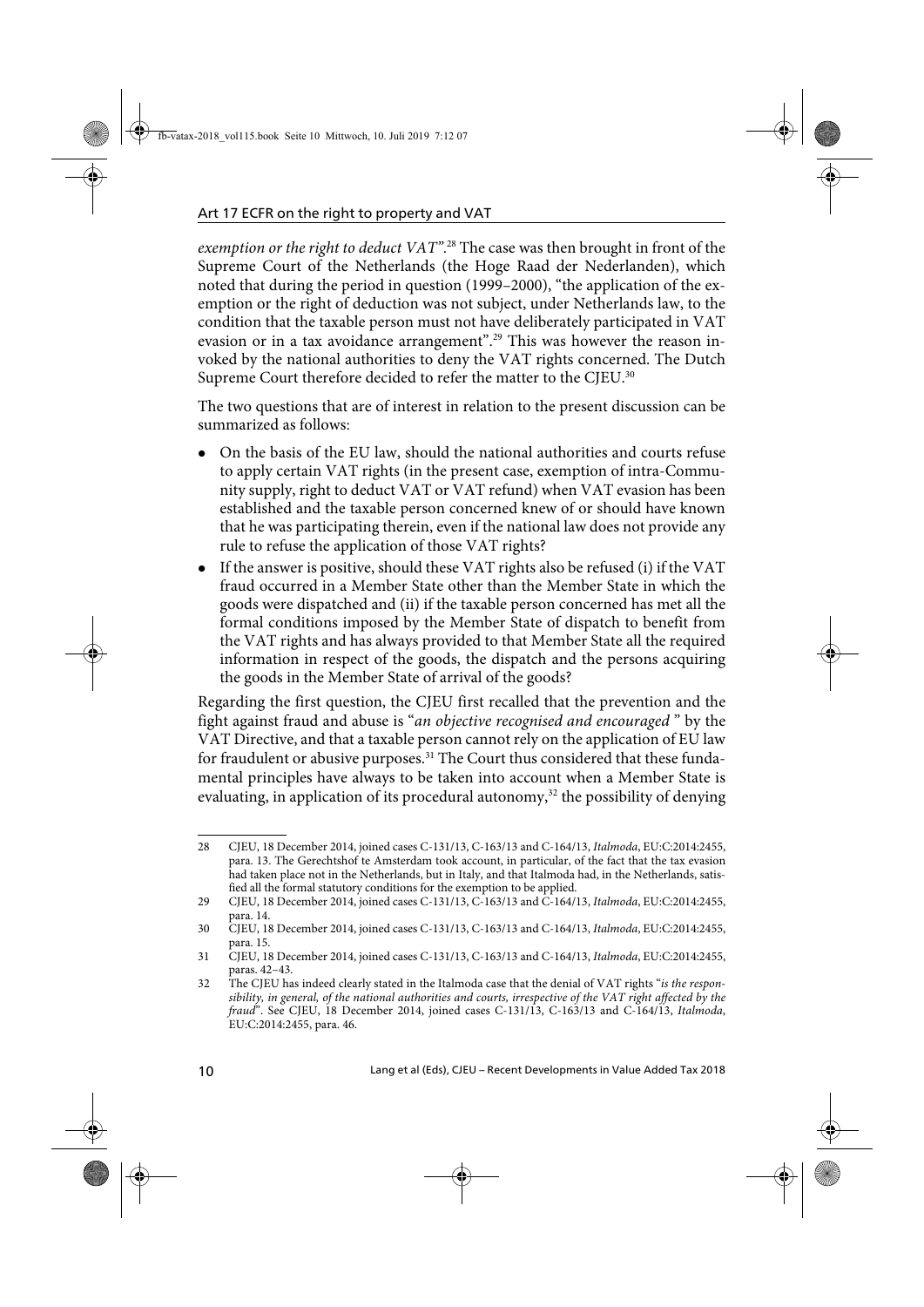*exemption or the right to deduct VAT*".[28] The case was then brought in front of the Supreme Court of the Netherlands (the Hoge Raad der Nederlanden), which noted that during the period in question (1999–2000), "the application of the exemption or the right of deduction was not subject, under Netherlands law, to the condition that the taxable person must not have deliberately participated in VAT evasion or in a tax avoidance arrangement".[29] This was however the reason invoked by the national authorities to deny the VAT rights concerned. The Dutch Supreme Court therefore decided to refer the matter to the CJEU.[30]

The two questions that are of interest in relation to the present discussion can be summarized as follows:

- On the basis of the EU law, should the national authorities and courts refuse to apply certain VAT rights (in the present case, exemption of intra-Community supply, right to deduct VAT or VAT refund) when VAT evasion has been established and the taxable person concerned knew of or should have known that he was participating therein, even if the national law does not provide any rule to refuse the application of those VAT rights?
- If the answer is positive, should these VAT rights also be refused (i) if the VAT fraud occurred in a Member State other than the Member State in which the goods were dispatched and (ii) if the taxable person concerned has met all the formal conditions imposed by the Member State of dispatch to benefit from the VAT rights and has always provided to that Member State all the required information in respect of the goods, the dispatch and the persons acquiring the goods in the Member State of arrival of the goods?

Regarding the first question, the CJEU first recalled that the prevention and the fight against fraud and abuse is "*an objective recognised and encouraged* " by the VAT Directive, and that a taxable person cannot rely on the application of EU law for fraudulent or abusive purposes.[31] The Court thus considered that these fundamental principles have always to be taken into account when a Member State is evaluating, in application of its procedural autonomy,[32] the possibility of denying

---

28 CJEU, 18 December 2014, joined cases C-131/13, C-163/13 and C-164/13, *Italmoda*, EU:C:2014:2455, para. 13. The Gerechtshof te Amsterdam took account, in particular, of the fact that the tax evasion had taken place not in the Netherlands, but in Italy, and that Italmoda had, in the Netherlands, satisfied all the formal statutory conditions for the exemption to be applied.

29 CJEU, 18 December 2014, joined cases C-131/13, C-163/13 and C-164/13, *Italmoda*, EU:C:2014:2455, para. 14.

30 CJEU, 18 December 2014, joined cases C-131/13, C-163/13 and C-164/13, *Italmoda*, EU:C:2014:2455, para. 15.

31 CJEU, 18 December 2014, joined cases C-131/13, C-163/13 and C-164/13, *Italmoda*, EU:C:2014:2455, paras. 42–43.

32 The CJEU has indeed clearly stated in the Italmoda case that the denial of VAT rights "*is the responsibility, in general, of the national authorities and courts, irrespective of the VAT right affected by the fraud*". See CJEU, 18 December 2014, joined cases C-131/13, C-163/13 and C-164/13, *Italmoda*, EU:C:2014:2455, para. 46.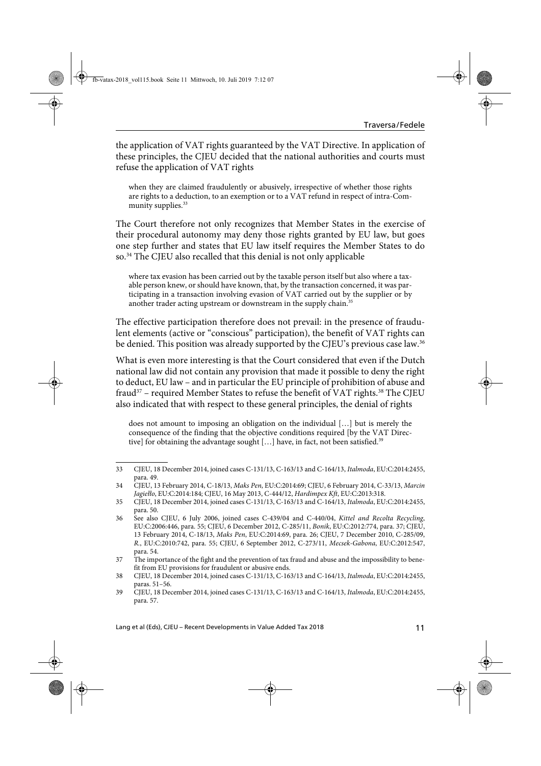the application of VAT rights guaranteed by the VAT Directive. In application of these principles, the CJEU decided that the national authorities and courts must refuse the application of VAT rights

> when they are claimed fraudulently or abusively, irrespective of whether those rights are rights to a deduction, to an exemption or to a VAT refund in respect of intra-Community supplies.[33]

The Court therefore not only recognizes that Member States in the exercise of their procedural autonomy may deny those rights granted by EU law, but goes one step further and states that EU law itself requires the Member States to do so.[34] The CJEU also recalled that this denial is not only applicable

> where tax evasion has been carried out by the taxable person itself but also where a taxable person knew, or should have known, that, by the transaction concerned, it was participating in a transaction involving evasion of VAT carried out by the supplier or by another trader acting upstream or downstream in the supply chain.[35]

The effective participation therefore does not prevail: in the presence of fraudulent elements (active or "conscious" participation), the benefit of VAT rights can be denied. This position was already supported by the CJEU's previous case law.[36]

What is even more interesting is that the Court considered that even if the Dutch national law did not contain any provision that made it possible to deny the right to deduct, EU law – and in particular the EU principle of prohibition of abuse and fraud[37] – required Member States to refuse the benefit of VAT rights.[38] The CJEU also indicated that with respect to these general principles, the denial of rights

> does not amount to imposing an obligation on the individual […] but is merely the consequence of the finding that the objective conditions required [by the VAT Directive] for obtaining the advantage sought […] have, in fact, not been satisfied.[39]

---

33 CJEU, 18 December 2014, joined cases C-131/13, C-163/13 and C-164/13, *Italmoda*, EU:C:2014:2455, para. 49.

34 CJEU, 13 February 2014, C-18/13, *Maks Pen*, EU:C:2014:69; CJEU, 6 February 2014, C-33/13, *Marcin Jagiełło*, EU:C:2014:184; CJEU, 16 May 2013, C-444/12, *Hardimpex Kft*, EU:C:2013:318.

35 CJEU, 18 December 2014, joined cases C-131/13, C-163/13 and C-164/13, *Italmoda*, EU:C:2014:2455, para. 50.

36 See also CJEU, 6 July 2006, joined cases C-439/04 and C-440/04, *Kittel and Recolta Recycling*, EU:C:2006:446, para. 55; CJEU, 6 December 2012, C-285/11, *Bonik*, EU:C:2012:774, para. 37; CJEU, 13 February 2014, C-18/13, *Maks Pen*, EU:C:2014:69, para. 26; CJEU, 7 December 2010, C-285/09, *R.*, EU:C:2010:742, para. 55; CJEU, 6 September 2012, C-273/11, *Mecsek-Gabona*, EU:C:2012:547, para. 54.

37 The importance of the fight and the prevention of tax fraud and abuse and the impossibility to benefit from EU provisions for fraudulent or abusive ends.

38 CJEU, 18 December 2014, joined cases C-131/13, C-163/13 and C-164/13, *Italmoda*, EU:C:2014:2455, paras. 51–56.

39 CJEU, 18 December 2014, joined cases C-131/13, C-163/13 and C-164/13, *Italmoda*, EU:C:2014:2455, para. 57.